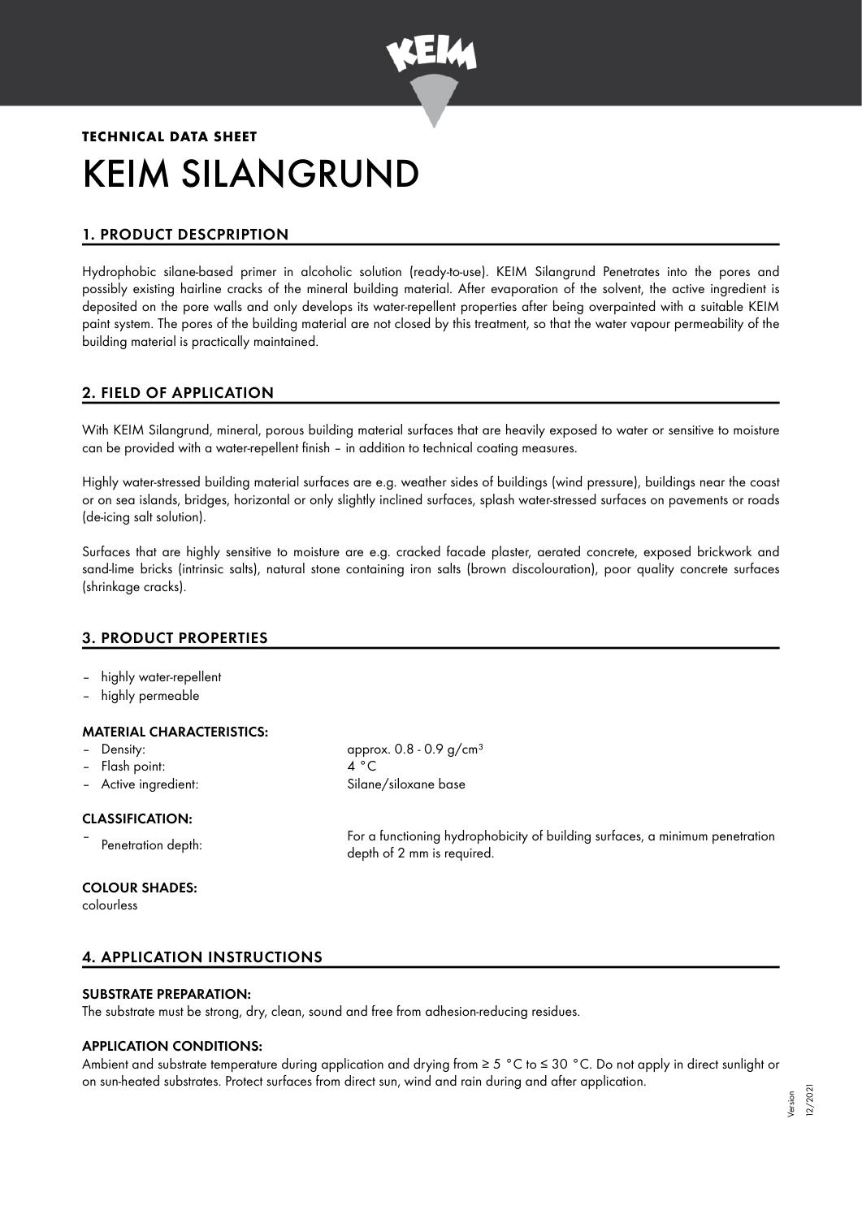**TECHNICAL DATA SHEET**

# KEIM SILANGRUND

## 1. PRODUCT DESCPRIPTION

Hydrophobic silane-based primer in alcoholic solution (ready-to-use). KEIM Silangrund Penetrates into the pores and possibly existing hairline cracks of the mineral building material. After evaporation of the solvent, the active ingredient is deposited on the pore walls and only develops its water-repellent properties after being overpainted with a suitable KEIM paint system. The pores of the building material are not closed by this treatment, so that the water vapour permeability of the building material is practically maintained.

## 2. FIELD OF APPLICATION

With KEIM Silangrund, mineral, porous building material surfaces that are heavily exposed to water or sensitive to moisture can be provided with a water-repellent finish – in addition to technical coating measures.

Highly water-stressed building material surfaces are e.g. weather sides of buildings (wind pressure), buildings near the coast or on sea islands, bridges, horizontal or only slightly inclined surfaces, splash water-stressed surfaces on pavements or roads (de-icing salt solution).

Surfaces that are highly sensitive to moisture are e.g. cracked facade plaster, aerated concrete, exposed brickwork and sand-lime bricks (intrinsic salts), natural stone containing iron salts (brown discolouration), poor quality concrete surfaces (shrinkage cracks).

## 3. PRODUCT PROPERTIES

- highly water-repellent
- highly permeable

### MATERIAL CHARACTERISTICS:

- Density: approx. 0.8 - 0.9 g/cm³
- Flash point: 4 °C
- Active ingredient: Silane/siloxane base

### CLASSIFICATION:

- Penetration depth: For a functioning hydrophobicity of building surfaces, a minimum penetration depth of 2 mm is required.

### COLOUR SHADES:

colourless

## 4. APPLICATION INSTRUCTIONS

### SUBSTRATE PREPARATION:

The substrate must be strong, dry, clean, sound and free from adhesion-reducing residues.

### APPLICATION CONDITIONS:

Ambient and substrate temperature during application and drying from ≥ 5 °C to ≤ 30 °C. Do not apply in direct sunlight or on sun-heated substrates. Protect surfaces from direct sun, wind and rain during and after application.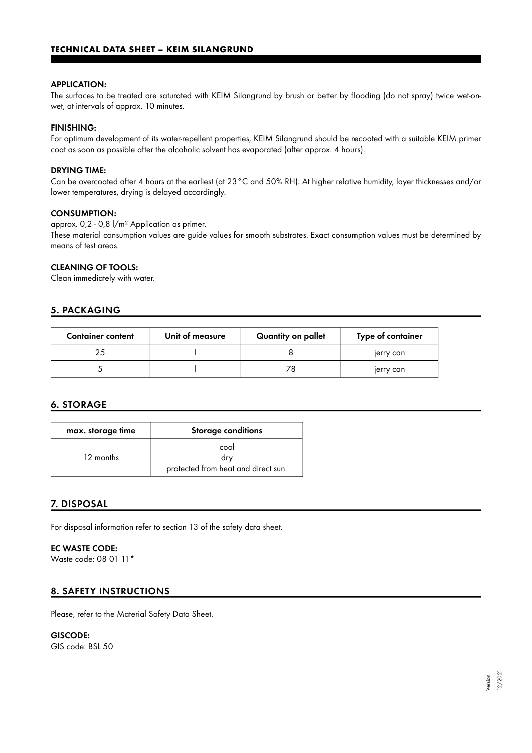**APPLICATION:**
The surfaces to be treated are saturated with KEIM Silangrund by brush or better by flooding (do not spray) twice wet-on-wet, at intervals of approx. 10 minutes.

**FINISHING:**
For optimum development of its water-repellent properties, KEIM Silangrund should be recoated with a suitable KEIM primer coat as soon as possible after the alcoholic solvent has evaporated (after approx. 4 hours).

**DRYING TIME:**
Can be overcoated after 4 hours at the earliest (at 23 °C and 50% RH). At higher relative humidity, layer thicknesses and/or lower temperatures, drying is delayed accordingly.

**CONSUMPTION:**
approx. 0,2 - 0,8 l/m² Application as primer.
These material consumption values are guide values for smooth substrates. Exact consumption values must be determined by means of test areas.

**CLEANING OF TOOLS:**
Clean immediately with water.

## 5. PACKAGING

| Container content | Unit of measure | Quantity on pallet | Type of container |
|---|---|---|---|
| 25 | l | 8 | jerry can |
| 5 | l | 78 | jerry can |

## 6. STORAGE

| max. storage time | Storage conditions |
|---|---|
| 12 months | cool<br>dry<br>protected from heat and direct sun. |

## 7. DISPOSAL

For disposal information refer to section 13 of the safety data sheet.

**EC WASTE CODE:**
Waste code: 08 01 11*

## 8. SAFETY INSTRUCTIONS

Please, refer to the Material Safety Data Sheet.

**GISCODE:**
GIS code: BSL 50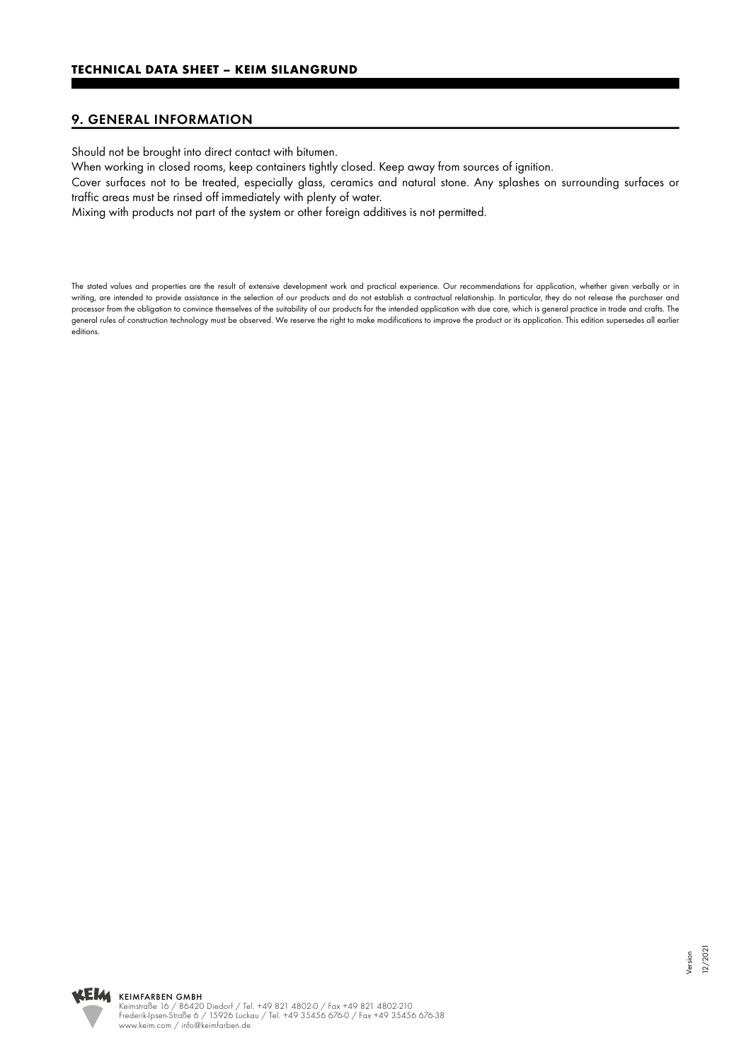## 9. GENERAL INFORMATION

Should not be brought into direct contact with bitumen.

When working in closed rooms, keep containers tightly closed. Keep away from sources of ignition.

Cover surfaces not to be treated, especially glass, ceramics and natural stone. Any splashes on surrounding surfaces or traffic areas must be rinsed off immediately with plenty of water.

Mixing with products not part of the system or other foreign additives is not permitted.

The stated values and properties are the result of extensive development work and practical experience. Our recommendations for application, whether given verbally or in writing, are intended to provide assistance in the selection of our products and do not establish a contractual relationship. In particular, they do not release the purchaser and processor from the obligation to convince themselves of the suitability of our products for the intended application with due care, which is general practice in trade and crafts. The general rules of construction technology must be observed. We reserve the right to make modifications to improve the product or its application. This edition supersedes all earlier editions.

KEIMFARBEN GMBH
Keimstraße 16 / 86420 Diedorf / Tel. +49 821 4802-0 / Fax +49 821 4802-210
Frederik-Ipsen-Straße 6 / 15926 Luckau / Tel. +49 35456 676-0 / Fax +49 35456 676-38
www.keim.com / info@keimfarben.de

Version 12/2021